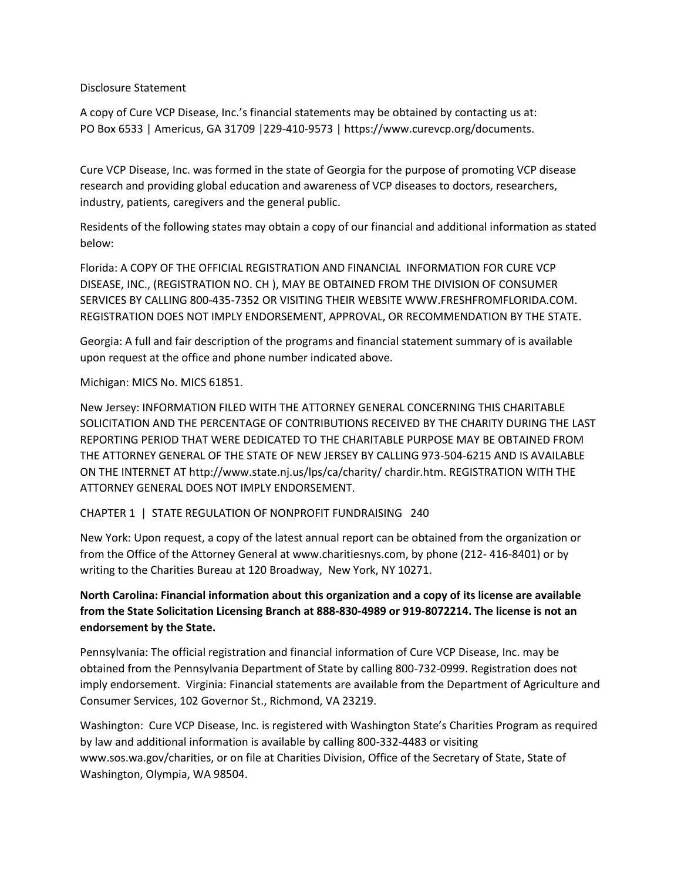Disclosure Statement

A copy of Cure VCP Disease, Inc.'s financial statements may be obtained by contacting us at:
PO Box 6533 | Americus, GA 31709 |229-410-9573 | https://www.curevcp.org/documents.

Cure VCP Disease, Inc. was formed in the state of Georgia for the purpose of promoting VCP disease research and providing global education and awareness of VCP diseases to doctors, researchers, industry, patients, caregivers and the general public.

Residents of the following states may obtain a copy of our financial and additional information as stated below:

Florida: A COPY OF THE OFFICIAL REGISTRATION AND FINANCIAL INFORMATION FOR CURE VCP DISEASE, INC., (REGISTRATION NO. CH ), MAY BE OBTAINED FROM THE DIVISION OF CONSUMER SERVICES BY CALLING 800-435-7352 OR VISITING THEIR WEBSITE WWW.FRESHFROMFLORIDA.COM. REGISTRATION DOES NOT IMPLY ENDORSEMENT, APPROVAL, OR RECOMMENDATION BY THE STATE.

Georgia: A full and fair description of the programs and financial statement summary of is available upon request at the office and phone number indicated above.

Michigan: MICS No. MICS 61851.

New Jersey: INFORMATION FILED WITH THE ATTORNEY GENERAL CONCERNING THIS CHARITABLE SOLICITATION AND THE PERCENTAGE OF CONTRIBUTIONS RECEIVED BY THE CHARITY DURING THE LAST REPORTING PERIOD THAT WERE DEDICATED TO THE CHARITABLE PURPOSE MAY BE OBTAINED FROM THE ATTORNEY GENERAL OF THE STATE OF NEW JERSEY BY CALLING 973-504-6215 AND IS AVAILABLE ON THE INTERNET AT http://www.state.nj.us/lps/ca/charity/ chardir.htm. REGISTRATION WITH THE ATTORNEY GENERAL DOES NOT IMPLY ENDORSEMENT.

CHAPTER 1 | STATE REGULATION OF NONPROFIT FUNDRAISING 240

New York: Upon request, a copy of the latest annual report can be obtained from the organization or from the Office of the Attorney General at www.charitiesnys.com, by phone (212- 416-8401) or by writing to the Charities Bureau at 120 Broadway, New York, NY 10271.

**North Carolina: Financial information about this organization and a copy of its license are available from the State Solicitation Licensing Branch at 888-830-4989 or 919-8072214. The license is not an endorsement by the State.**

Pennsylvania: The official registration and financial information of Cure VCP Disease, Inc. may be obtained from the Pennsylvania Department of State by calling 800-732-0999. Registration does not imply endorsement. Virginia: Financial statements are available from the Department of Agriculture and Consumer Services, 102 Governor St., Richmond, VA 23219.

Washington: Cure VCP Disease, Inc. is registered with Washington State's Charities Program as required by law and additional information is available by calling 800-332-4483 or visiting www.sos.wa.gov/charities, or on file at Charities Division, Office of the Secretary of State, State of Washington, Olympia, WA 98504.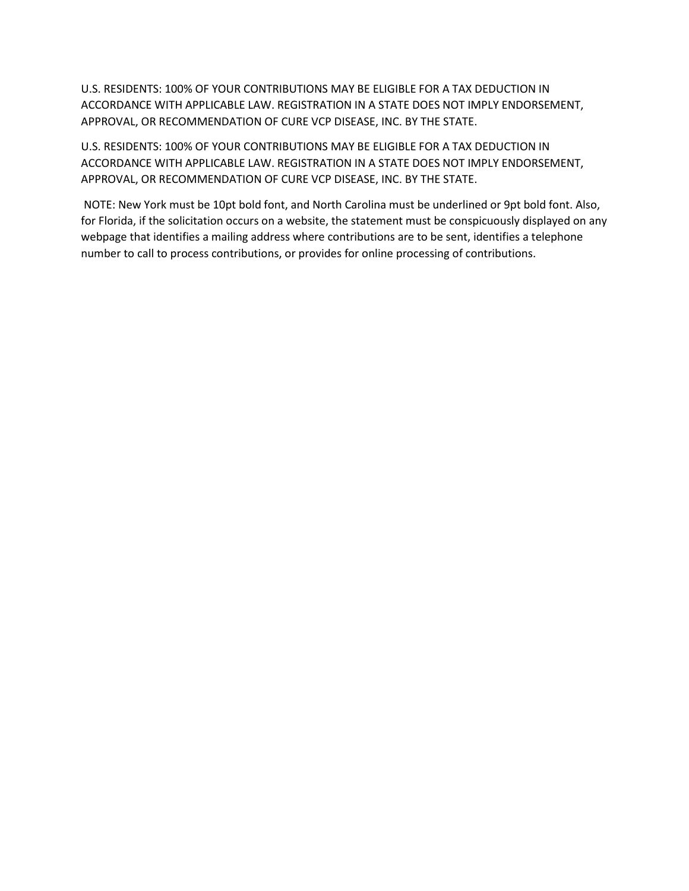U.S. RESIDENTS: 100% OF YOUR CONTRIBUTIONS MAY BE ELIGIBLE FOR A TAX DEDUCTION IN ACCORDANCE WITH APPLICABLE LAW. REGISTRATION IN A STATE DOES NOT IMPLY ENDORSEMENT, APPROVAL, OR RECOMMENDATION OF CURE VCP DISEASE, INC. BY THE STATE.

U.S. RESIDENTS: 100% OF YOUR CONTRIBUTIONS MAY BE ELIGIBLE FOR A TAX DEDUCTION IN ACCORDANCE WITH APPLICABLE LAW. REGISTRATION IN A STATE DOES NOT IMPLY ENDORSEMENT, APPROVAL, OR RECOMMENDATION OF CURE VCP DISEASE, INC. BY THE STATE.

NOTE: New York must be 10pt bold font, and North Carolina must be underlined or 9pt bold font. Also, for Florida, if the solicitation occurs on a website, the statement must be conspicuously displayed on any webpage that identifies a mailing address where contributions are to be sent, identifies a telephone number to call to process contributions, or provides for online processing of contributions.